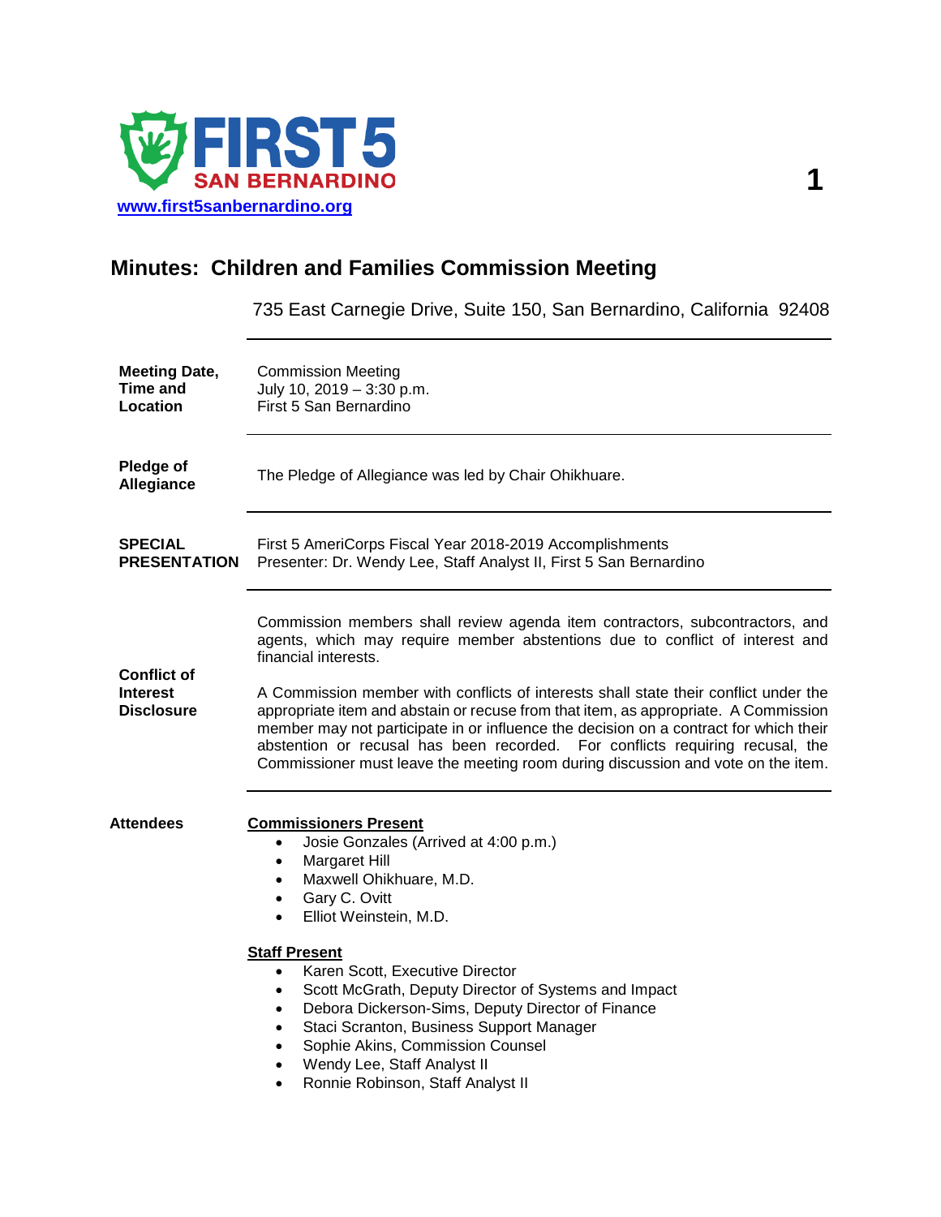FIRST 5 SAN BERNARDINO

www.first5sanbernardino.org

# Minutes: Children and Families Commission Meeting

735 East Carnegie Drive, Suite 150, San Bernardino, California 92408

**Meeting Date, Time and Location**

Commission Meeting
July 10, 2019 – 3:30 p.m.
First 5 San Bernardino

**Pledge of Allegiance**

The Pledge of Allegiance was led by Chair Ohikhuare.

**SPECIAL PRESENTATION**

First 5 AmeriCorps Fiscal Year 2018-2019 Accomplishments
Presenter: Dr. Wendy Lee, Staff Analyst II, First 5 San Bernardino

**Conflict of Interest Disclosure**

Commission members shall review agenda item contractors, subcontractors, and agents, which may require member abstentions due to conflict of interest and financial interests.

A Commission member with conflicts of interests shall state their conflict under the appropriate item and abstain or recuse from that item, as appropriate. A Commission member may not participate in or influence the decision on a contract for which their abstention or recusal has been recorded. For conflicts requiring recusal, the Commissioner must leave the meeting room during discussion and vote on the item.

**Attendees**

**Commissioners Present**

- Josie Gonzales (Arrived at 4:00 p.m.)
- Margaret Hill
- Maxwell Ohikhuare, M.D.
- Gary C. Ovitt
- Elliot Weinstein, M.D.

**Staff Present**

- Karen Scott, Executive Director
- Scott McGrath, Deputy Director of Systems and Impact
- Debora Dickerson-Sims, Deputy Director of Finance
- Staci Scranton, Business Support Manager
- Sophie Akins, Commission Counsel
- Wendy Lee, Staff Analyst II
- Ronnie Robinson, Staff Analyst II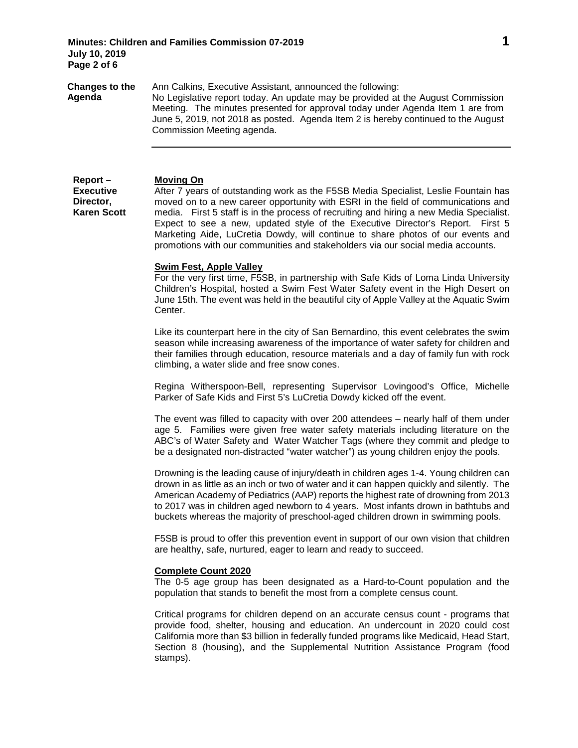**Changes to the Agenda**

Ann Calkins, Executive Assistant, announced the following:
No Legislative report today. An update may be provided at the August Commission Meeting. The minutes presented for approval today under Agenda Item 1 are from June 5, 2019, not 2018 as posted. Agenda Item 2 is hereby continued to the August Commission Meeting agenda.

---

**Report – Executive Director, Karen Scott**

**Moving On**

After 7 years of outstanding work as the F5SB Media Specialist, Leslie Fountain has moved on to a new career opportunity with ESRI in the field of communications and media. First 5 staff is in the process of recruiting and hiring a new Media Specialist. Expect to see a new, updated style of the Executive Director's Report. First 5 Marketing Aide, LuCretia Dowdy, will continue to share photos of our events and promotions with our communities and stakeholders via our social media accounts.

**Swim Fest, Apple Valley**

For the very first time, F5SB, in partnership with Safe Kids of Loma Linda University Children's Hospital, hosted a Swim Fest Water Safety event in the High Desert on June 15th. The event was held in the beautiful city of Apple Valley at the Aquatic Swim Center.

Like its counterpart here in the city of San Bernardino, this event celebrates the swim season while increasing awareness of the importance of water safety for children and their families through education, resource materials and a day of family fun with rock climbing, a water slide and free snow cones.

Regina Witherspoon-Bell, representing Supervisor Lovingood's Office, Michelle Parker of Safe Kids and First 5's LuCretia Dowdy kicked off the event.

The event was filled to capacity with over 200 attendees – nearly half of them under age 5. Families were given free water safety materials including literature on the ABC's of Water Safety and Water Watcher Tags (where they commit and pledge to be a designated non-distracted "water watcher") as young children enjoy the pools.

Drowning is the leading cause of injury/death in children ages 1-4. Young children can drown in as little as an inch or two of water and it can happen quickly and silently. The American Academy of Pediatrics (AAP) reports the highest rate of drowning from 2013 to 2017 was in children aged newborn to 4 years. Most infants drown in bathtubs and buckets whereas the majority of preschool-aged children drown in swimming pools.

F5SB is proud to offer this prevention event in support of our own vision that children are healthy, safe, nurtured, eager to learn and ready to succeed.

**Complete Count 2020**

The 0-5 age group has been designated as a Hard-to-Count population and the population that stands to benefit the most from a complete census count.

Critical programs for children depend on an accurate census count - programs that provide food, shelter, housing and education. An undercount in 2020 could cost California more than $3 billion in federally funded programs like Medicaid, Head Start, Section 8 (housing), and the Supplemental Nutrition Assistance Program (food stamps).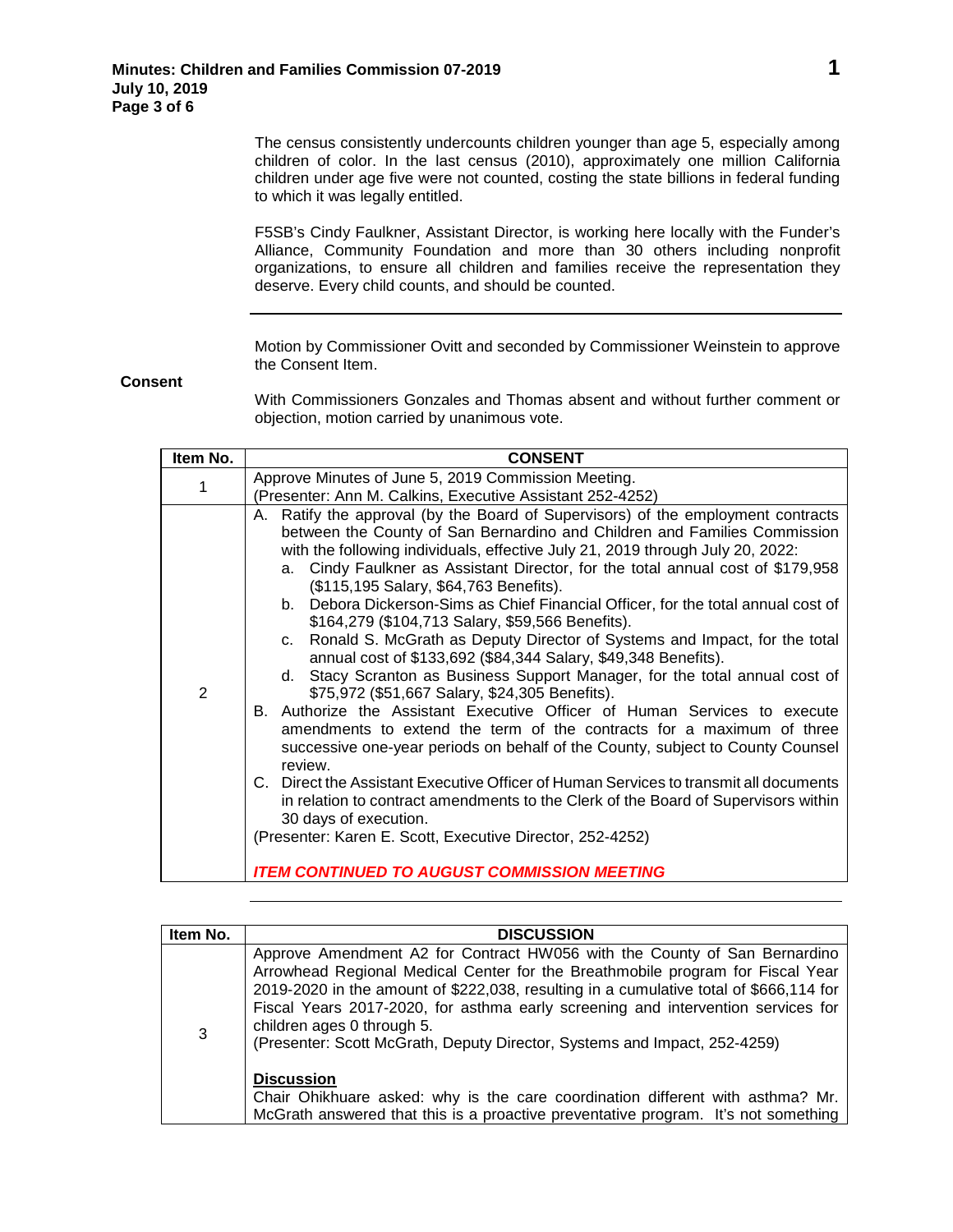The census consistently undercounts children younger than age 5, especially among children of color. In the last census (2010), approximately one million California children under age five were not counted, costing the state billions in federal funding to which it was legally entitled.

F5SB's Cindy Faulkner, Assistant Director, is working here locally with the Funder's Alliance, Community Foundation and more than 30 others including nonprofit organizations, to ensure all children and families receive the representation they deserve. Every child counts, and should be counted.

---

**Consent**

Motion by Commissioner Ovitt and seconded by Commissioner Weinstein to approve the Consent Item.

With Commissioners Gonzales and Thomas absent and without further comment or objection, motion carried by unanimous vote.

| Item No. | CONSENT |
|---|---|
| 1 | Approve Minutes of June 5, 2019 Commission Meeting.<br>(Presenter: Ann M. Calkins, Executive Assistant 252-4252) |
| 2 | A. Ratify the approval (by the Board of Supervisors) of the employment contracts between the County of San Bernardino and Children and Families Commission with the following individuals, effective July 21, 2019 through July 20, 2022:<br>a. Cindy Faulkner as Assistant Director, for the total annual cost of $179,958 ($115,195 Salary, $64,763 Benefits).<br>b. Debora Dickerson-Sims as Chief Financial Officer, for the total annual cost of $164,279 ($104,713 Salary, $59,566 Benefits).<br>c. Ronald S. McGrath as Deputy Director of Systems and Impact, for the total annual cost of $133,692 ($84,344 Salary, $49,348 Benefits).<br>d. Stacy Scranton as Business Support Manager, for the total annual cost of $75,972 ($51,667 Salary, $24,305 Benefits).<br>B. Authorize the Assistant Executive Officer of Human Services to execute amendments to extend the term of the contracts for a maximum of three successive one-year periods on behalf of the County, subject to County Counsel review.<br>C. Direct the Assistant Executive Officer of Human Services to transmit all documents in relation to contract amendments to the Clerk of the Board of Supervisors within 30 days of execution.<br>(Presenter: Karen E. Scott, Executive Director, 252-4252)<br><br>***ITEM CONTINUED TO AUGUST COMMISSION MEETING*** |

---

| Item No. | DISCUSSION |
|---|---|
| 3 | Approve Amendment A2 for Contract HW056 with the County of San Bernardino Arrowhead Regional Medical Center for the Breathmobile program for Fiscal Year 2019-2020 in the amount of $222,038, resulting in a cumulative total of $666,114 for Fiscal Years 2017-2020, for asthma early screening and intervention services for children ages 0 through 5.<br>(Presenter: Scott McGrath, Deputy Director, Systems and Impact, 252-4259)<br><br>**Discussion**<br>Chair Ohikhuare asked: why is the care coordination different with asthma? Mr. McGrath answered that this is a proactive preventative program. It's not something |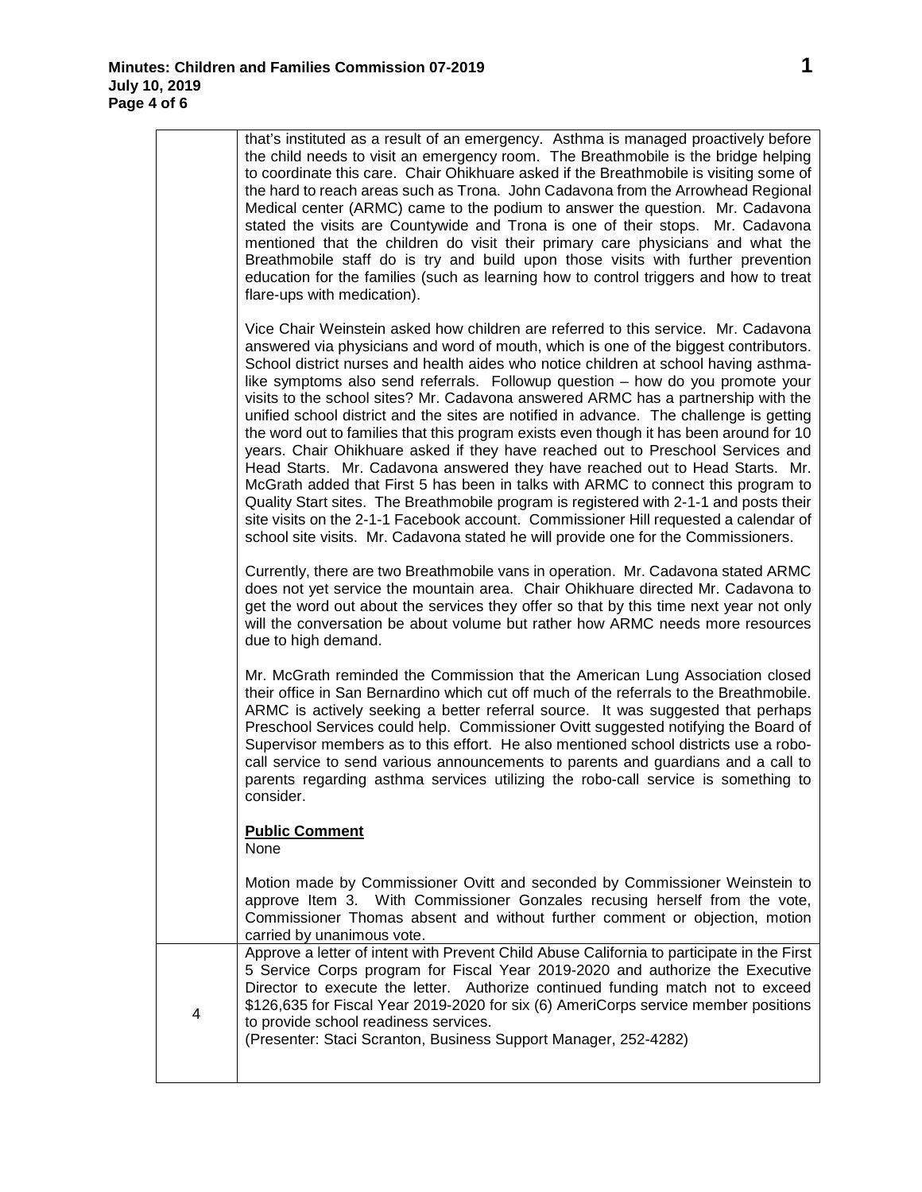| | |
|---|---|
| | that's instituted as a result of an emergency. Asthma is managed proactively before the child needs to visit an emergency room. The Breathmobile is the bridge helping to coordinate this care. Chair Ohikhuare asked if the Breathmobile is visiting some of the hard to reach areas such as Trona. John Cadavona from the Arrowhead Regional Medical center (ARMC) came to the podium to answer the question. Mr. Cadavona stated the visits are Countywide and Trona is one of their stops. Mr. Cadavona mentioned that the children do visit their primary care physicians and what the Breathmobile staff do is try and build upon those visits with further prevention education for the families (such as learning how to control triggers and how to treat flare-ups with medication).<br><br>Vice Chair Weinstein asked how children are referred to this service. Mr. Cadavona answered via physicians and word of mouth, which is one of the biggest contributors. School district nurses and health aides who notice children at school having asthma-like symptoms also send referrals. Followup question – how do you promote your visits to the school sites? Mr. Cadavona answered ARMC has a partnership with the unified school district and the sites are notified in advance. The challenge is getting the word out to families that this program exists even though it has been around for 10 years. Chair Ohikhuare asked if they have reached out to Preschool Services and Head Starts. Mr. Cadavona answered they have reached out to Head Starts. Mr. McGrath added that First 5 has been in talks with ARMC to connect this program to Quality Start sites. The Breathmobile program is registered with 2-1-1 and posts their site visits on the 2-1-1 Facebook account. Commissioner Hill requested a calendar of school site visits. Mr. Cadavona stated he will provide one for the Commissioners.<br><br>Currently, there are two Breathmobile vans in operation. Mr. Cadavona stated ARMC does not yet service the mountain area. Chair Ohikhuare directed Mr. Cadavona to get the word out about the services they offer so that by this time next year not only will the conversation be about volume but rather how ARMC needs more resources due to high demand.<br><br>Mr. McGrath reminded the Commission that the American Lung Association closed their office in San Bernardino which cut off much of the referrals to the Breathmobile. ARMC is actively seeking a better referral source. It was suggested that perhaps Preschool Services could help. Commissioner Ovitt suggested notifying the Board of Supervisor members as to this effort. He also mentioned school districts use a robo-call service to send various announcements to parents and guardians and a call to parents regarding asthma services utilizing the robo-call service is something to consider.<br><br>**Public Comment**<br>None<br><br>Motion made by Commissioner Ovitt and seconded by Commissioner Weinstein to approve Item 3. With Commissioner Gonzales recusing herself from the vote, Commissioner Thomas absent and without further comment or objection, motion carried by unanimous vote. |
| 4 | Approve a letter of intent with Prevent Child Abuse California to participate in the First 5 Service Corps program for Fiscal Year 2019-2020 and authorize the Executive Director to execute the letter. Authorize continued funding match not to exceed $126,635 for Fiscal Year 2019-2020 for six (6) AmeriCorps service member positions to provide school readiness services.<br>(Presenter: Staci Scranton, Business Support Manager, 252-4282) |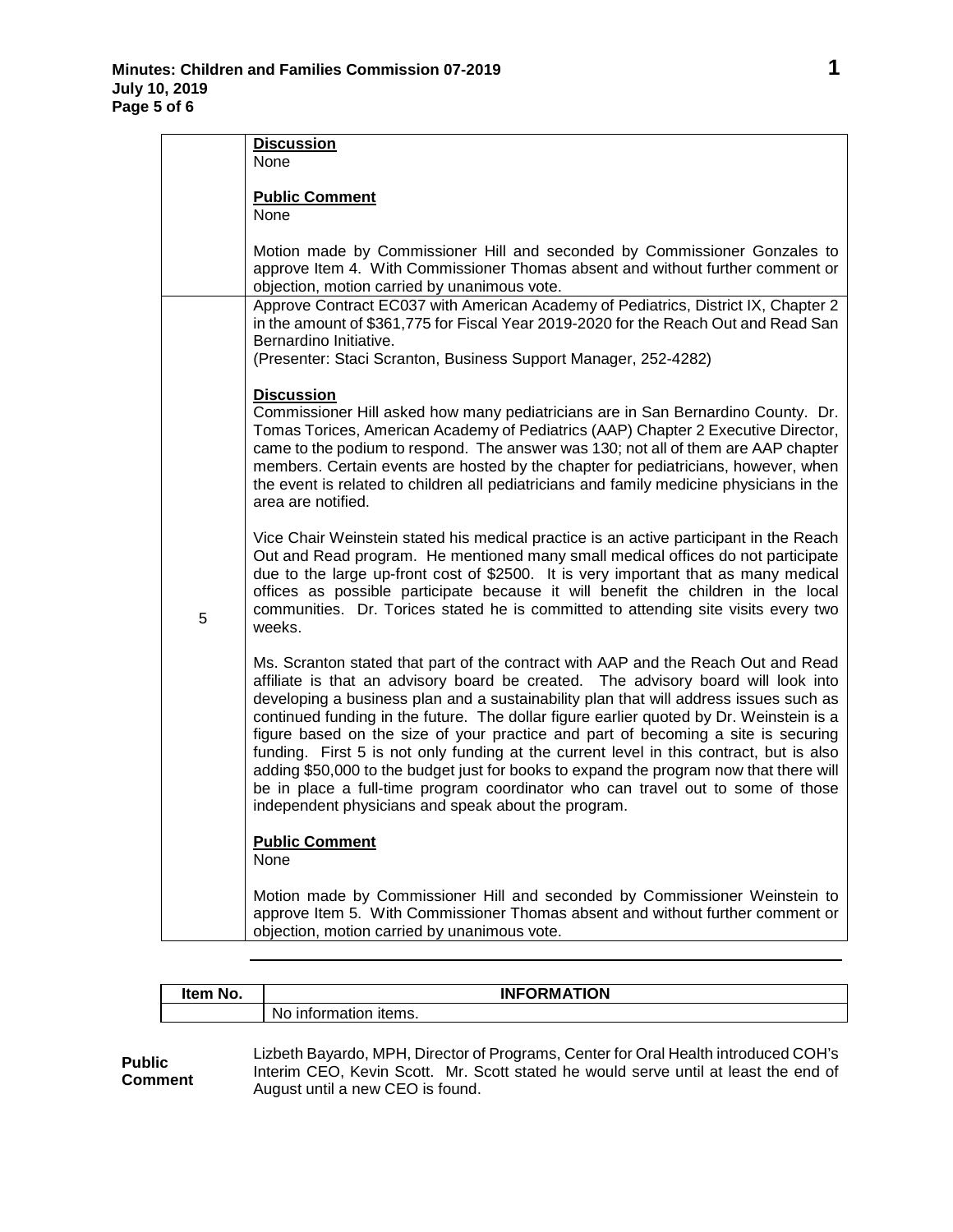| | |
|---|---|
| | **Discussion**<br>None<br><br>**Public Comment**<br>None<br><br>Motion made by Commissioner Hill and seconded by Commissioner Gonzales to approve Item 4. With Commissioner Thomas absent and without further comment or objection, motion carried by unanimous vote. |
| 5 | Approve Contract EC037 with American Academy of Pediatrics, District IX, Chapter 2 in the amount of $361,775 for Fiscal Year 2019-2020 for the Reach Out and Read San Bernardino Initiative.<br>(Presenter: Staci Scranton, Business Support Manager, 252-4282)<br><br>**Discussion**<br>Commissioner Hill asked how many pediatricians are in San Bernardino County. Dr. Tomas Torices, American Academy of Pediatrics (AAP) Chapter 2 Executive Director, came to the podium to respond. The answer was 130; not all of them are AAP chapter members. Certain events are hosted by the chapter for pediatricians, however, when the event is related to children all pediatricians and family medicine physicians in the area are notified.<br><br>Vice Chair Weinstein stated his medical practice is an active participant in the Reach Out and Read program. He mentioned many small medical offices do not participate due to the large up-front cost of $2500. It is very important that as many medical offices as possible participate because it will benefit the children in the local communities. Dr. Torices stated he is committed to attending site visits every two weeks.<br><br>Ms. Scranton stated that part of the contract with AAP and the Reach Out and Read affiliate is that an advisory board be created. The advisory board will look into developing a business plan and a sustainability plan that will address issues such as continued funding in the future. The dollar figure earlier quoted by Dr. Weinstein is a figure based on the size of your practice and part of becoming a site is securing funding. First 5 is not only funding at the current level in this contract, but is also adding $50,000 to the budget just for books to expand the program now that there will be in place a full-time program coordinator who can travel out to some of those independent physicians and speak about the program.<br><br>**Public Comment**<br>None<br><br>Motion made by Commissioner Hill and seconded by Commissioner Weinstein to approve Item 5. With Commissioner Thomas absent and without further comment or objection, motion carried by unanimous vote. |

| Item No. | INFORMATION |
|---|---|
| | No information items. |

**Public Comment**

Lizbeth Bayardo, MPH, Director of Programs, Center for Oral Health introduced COH's Interim CEO, Kevin Scott. Mr. Scott stated he would serve until at least the end of August until a new CEO is found.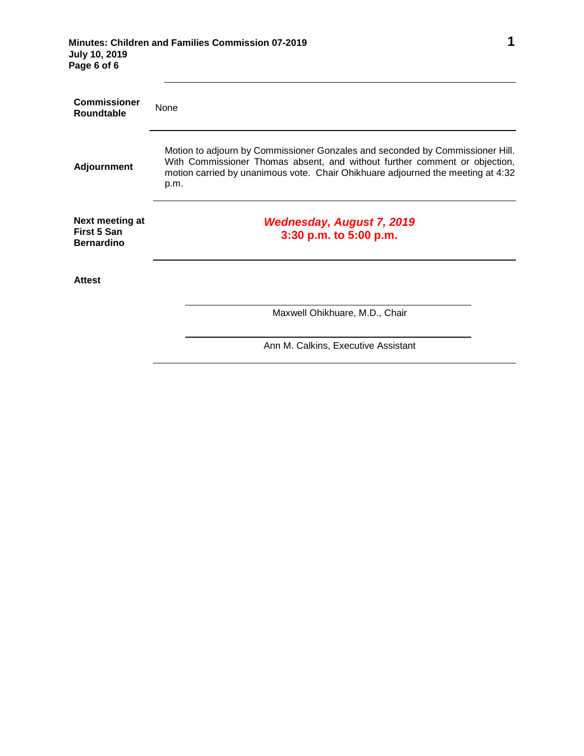| | |
|---|---|
| **Commissioner Roundtable** | None |
| **Adjournment** | Motion to adjourn by Commissioner Gonzales and seconded by Commissioner Hill. With Commissioner Thomas absent, and without further comment or objection, motion carried by unanimous vote. Chair Ohikhuare adjourned the meeting at 4:32 p.m. |
| **Next meeting at First 5 San Bernardino** | ***Wednesday, August 7, 2019*** **3:30 p.m. to 5:00 p.m.** |
| **Attest** | |

Maxwell Ohikhuare, M.D., Chair

Ann M. Calkins, Executive Assistant